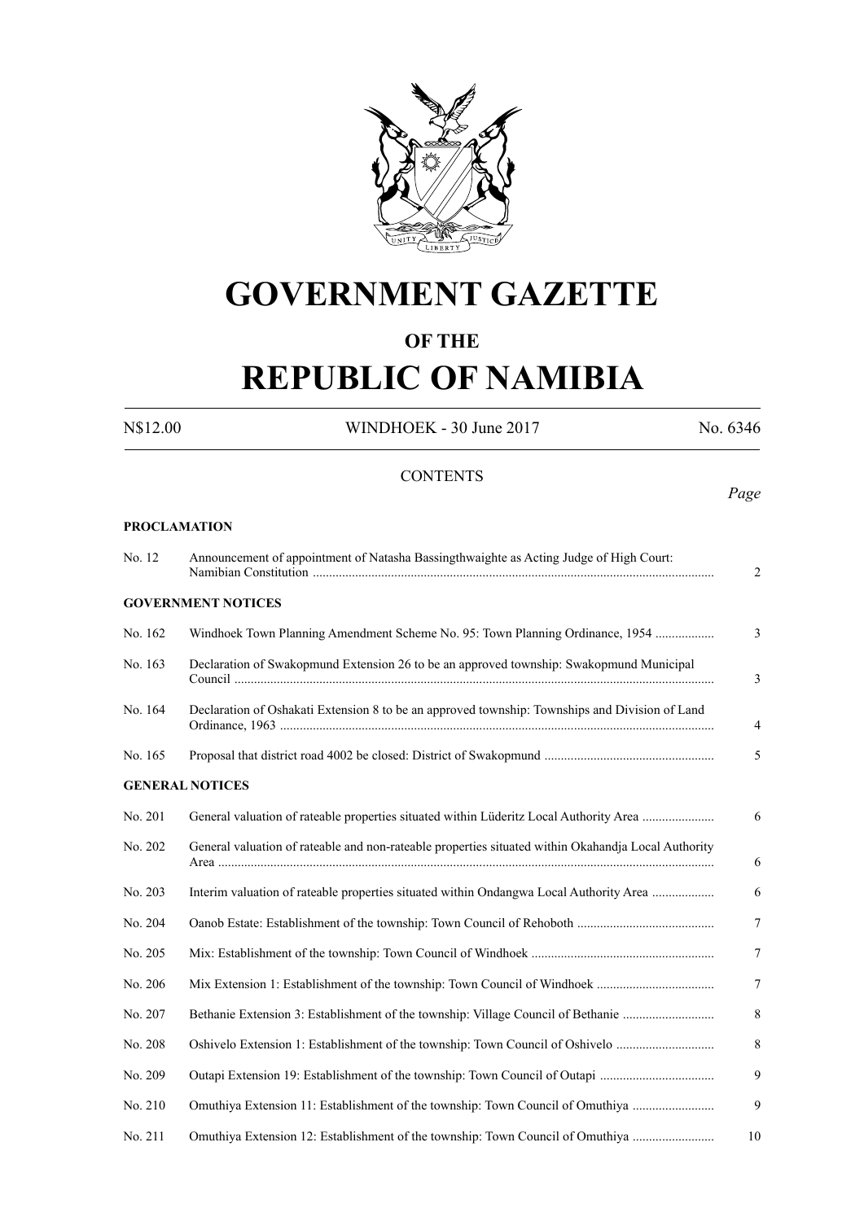# GOVERNMENT GAZETTE

## OF THE

# REPUBLIC OF NAMIBIA

N$12.00 WINDHOEK - 30 June 2017 No. 6346

CONTENTS

*Page*

**PROCLAMATION**

| | | |
|---|---|---|
| No. 12 | Announcement of appointment of Natasha Bassingthwaighte as Acting Judge of High Court: Namibian Constitution | 2 |

**GOVERNMENT NOTICES**

| | | |
|---|---|---|
| No. 162 | Windhoek Town Planning Amendment Scheme No. 95: Town Planning Ordinance, 1954 | 3 |
| No. 163 | Declaration of Swakopmund Extension 26 to be an approved township: Swakopmund Municipal Council | 3 |
| No. 164 | Declaration of Oshakati Extension 8 to be an approved township: Townships and Division of Land Ordinance, 1963 | 4 |
| No. 165 | Proposal that district road 4002 be closed: District of Swakopmund | 5 |

**GENERAL NOTICES**

| | | |
|---|---|---|
| No. 201 | General valuation of rateable properties situated within Lüderitz Local Authority Area | 6 |
| No. 202 | General valuation of rateable and non-rateable properties situated within Okahandja Local Authority Area | 6 |
| No. 203 | Interim valuation of rateable properties situated within Ondangwa Local Authority Area | 6 |
| No. 204 | Oanob Estate: Establishment of the township: Town Council of Rehoboth | 7 |
| No. 205 | Mix: Establishment of the township: Town Council of Windhoek | 7 |
| No. 206 | Mix Extension 1: Establishment of the township: Town Council of Windhoek | 7 |
| No. 207 | Bethanie Extension 3: Establishment of the township: Village Council of Bethanie | 8 |
| No. 208 | Oshivelo Extension 1: Establishment of the township: Town Council of Oshivelo | 8 |
| No. 209 | Outapi Extension 19: Establishment of the township: Town Council of Outapi | 9 |
| No. 210 | Omuthiya Extension 11: Establishment of the township: Town Council of Omuthiya | 9 |
| No. 211 | Omuthiya Extension 12: Establishment of the township: Town Council of Omuthiya | 10 |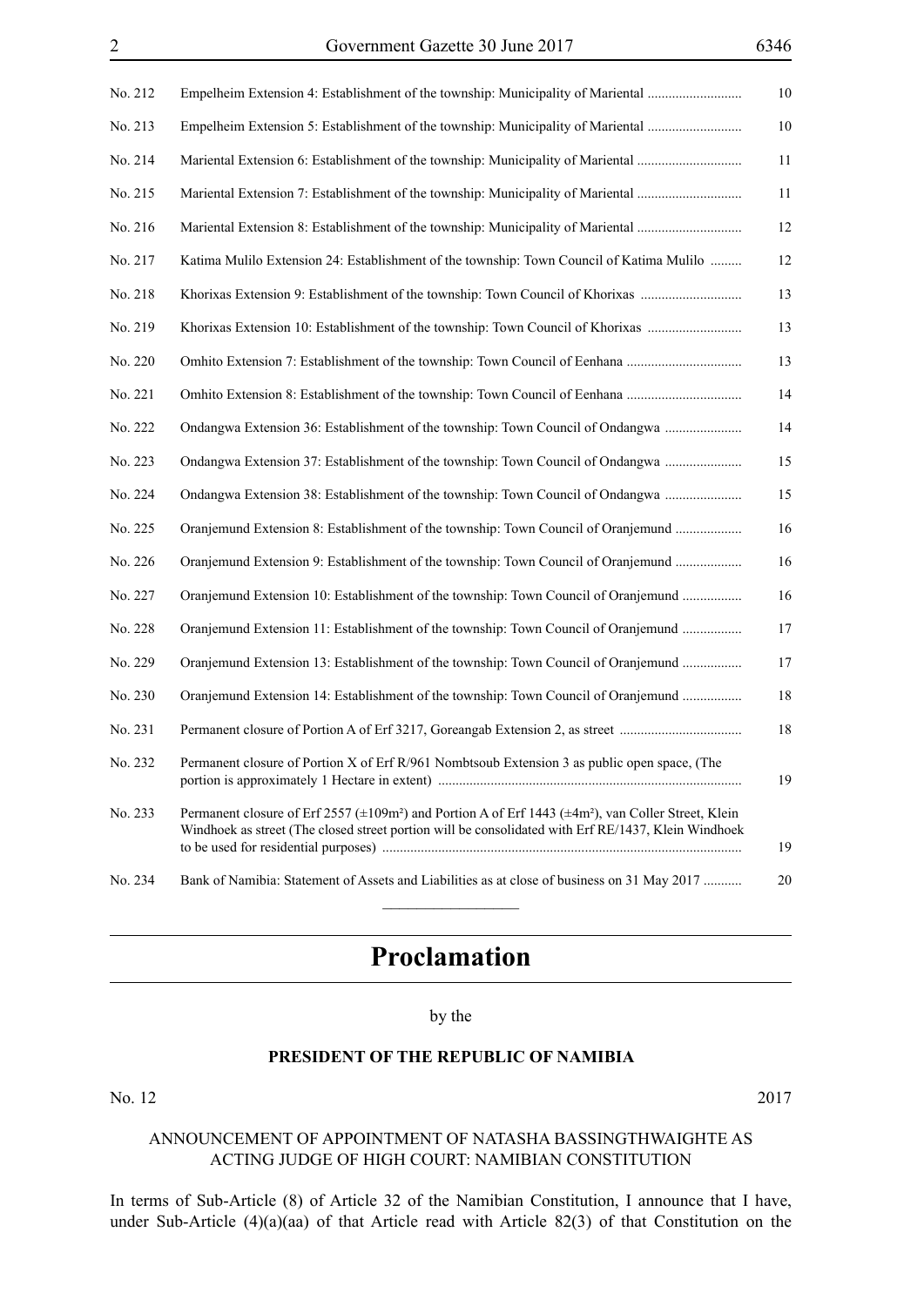| | | |
|---|---|---|
| No. 212 | Empelheim Extension 4: Establishment of the township: Municipality of Mariental | 10 |
| No. 213 | Empelheim Extension 5: Establishment of the township: Municipality of Mariental | 10 |
| No. 214 | Mariental Extension 6: Establishment of the township: Municipality of Mariental | 11 |
| No. 215 | Mariental Extension 7: Establishment of the township: Municipality of Mariental | 11 |
| No. 216 | Mariental Extension 8: Establishment of the township: Municipality of Mariental | 12 |
| No. 217 | Katima Mulilo Extension 24: Establishment of the township: Town Council of Katima Mulilo | 12 |
| No. 218 | Khorixas Extension 9: Establishment of the township: Town Council of Khorixas | 13 |
| No. 219 | Khorixas Extension 10: Establishment of the township: Town Council of Khorixas | 13 |
| No. 220 | Omhito Extension 7: Establishment of the township: Town Council of Eenhana | 13 |
| No. 221 | Omhito Extension 8: Establishment of the township: Town Council of Eenhana | 14 |
| No. 222 | Ondangwa Extension 36: Establishment of the township: Town Council of Ondangwa | 14 |
| No. 223 | Ondangwa Extension 37: Establishment of the township: Town Council of Ondangwa | 15 |
| No. 224 | Ondangwa Extension 38: Establishment of the township: Town Council of Ondangwa | 15 |
| No. 225 | Oranjemund Extension 8: Establishment of the township: Town Council of Oranjemund | 16 |
| No. 226 | Oranjemund Extension 9: Establishment of the township: Town Council of Oranjemund | 16 |
| No. 227 | Oranjemund Extension 10: Establishment of the township: Town Council of Oranjemund | 16 |
| No. 228 | Oranjemund Extension 11: Establishment of the township: Town Council of Oranjemund | 17 |
| No. 229 | Oranjemund Extension 13: Establishment of the township: Town Council of Oranjemund | 17 |
| No. 230 | Oranjemund Extension 14: Establishment of the township: Town Council of Oranjemund | 18 |
| No. 231 | Permanent closure of Portion A of Erf 3217, Goreangab Extension 2, as street | 18 |
| No. 232 | Permanent closure of Portion X of Erf R/961 Nombtsoub Extension 3 as public open space, (The portion is approximately 1 Hectare in extent) | 19 |
| No. 233 | Permanent closure of Erf 2557 (±109m²) and Portion A of Erf 1443 (±4m²), van Coller Street, Klein Windhoek as street (The closed street portion will be consolidated with Erf RE/1437, Klein Windhoek to be used for residential purposes) | 19 |
| No. 234 | Bank of Namibia: Statement of Assets and Liabilities as at close of business on 31 May 2017 | 20 |

# Proclamation

by the

**PRESIDENT OF THE REPUBLIC OF NAMIBIA**

No. 12 2017

ANNOUNCEMENT OF APPOINTMENT OF NATASHA BASSINGTHWAIGHTE AS ACTING JUDGE OF HIGH COURT: NAMIBIAN CONSTITUTION

In terms of Sub-Article (8) of Article 32 of the Namibian Constitution, I announce that I have, under Sub-Article (4)(a)(aa) of that Article read with Article 82(3) of that Constitution on the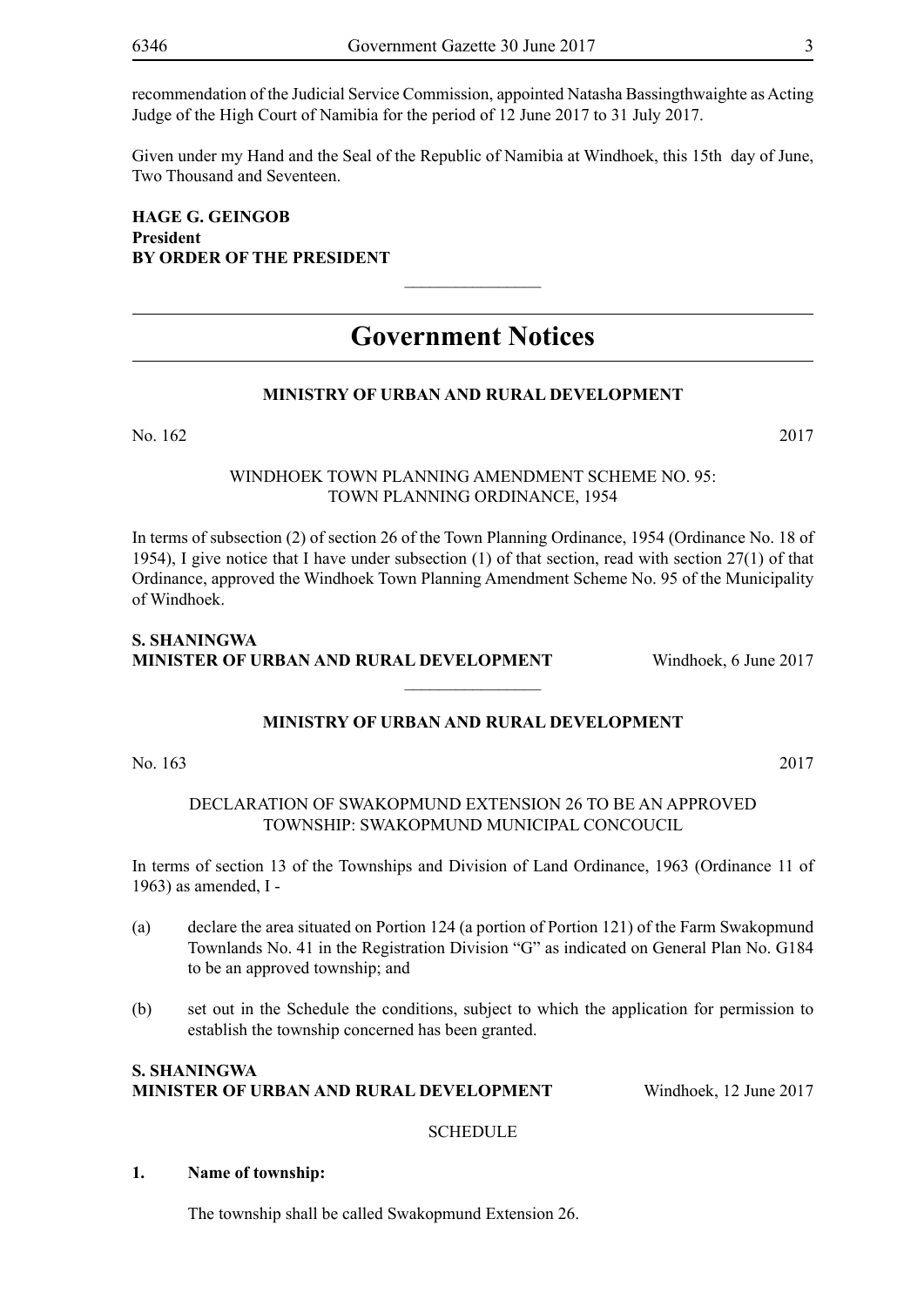recommendation of the Judicial Service Commission, appointed Natasha Bassingthwaighte as Acting Judge of the High Court of Namibia for the period of 12 June 2017 to 31 July 2017.

Given under my Hand and the Seal of the Republic of Namibia at Windhoek, this 15th day of June, Two Thousand and Seventeen.

**HAGE G. GEINGOB**
**President**
**BY ORDER OF THE PRESIDENT**

---

# Government Notices

**MINISTRY OF URBAN AND RURAL DEVELOPMENT**

No. 162 2017

WINDHOEK TOWN PLANNING AMENDMENT SCHEME NO. 95:
TOWN PLANNING ORDINANCE, 1954

In terms of subsection (2) of section 26 of the Town Planning Ordinance, 1954 (Ordinance No. 18 of 1954), I give notice that I have under subsection (1) of that section, read with section 27(1) of that Ordinance, approved the Windhoek Town Planning Amendment Scheme No. 95 of the Municipality of Windhoek.

**S. SHANINGWA**
**MINISTER OF URBAN AND RURAL DEVELOPMENT** Windhoek, 6 June 2017

---

**MINISTRY OF URBAN AND RURAL DEVELOPMENT**

No. 163 2017

DECLARATION OF SWAKOPMUND EXTENSION 26 TO BE AN APPROVED TOWNSHIP: SWAKOPMUND MUNICIPAL CONCOUCIL

In terms of section 13 of the Townships and Division of Land Ordinance, 1963 (Ordinance 11 of 1963) as amended, I -

(a) declare the area situated on Portion 124 (a portion of Portion 121) of the Farm Swakopmund Townlands No. 41 in the Registration Division "G" as indicated on General Plan No. G184 to be an approved township; and

(b) set out in the Schedule the conditions, subject to which the application for permission to establish the township concerned has been granted.

**S. SHANINGWA**
**MINISTER OF URBAN AND RURAL DEVELOPMENT** Windhoek, 12 June 2017

SCHEDULE

**1. Name of township:**

The township shall be called Swakopmund Extension 26.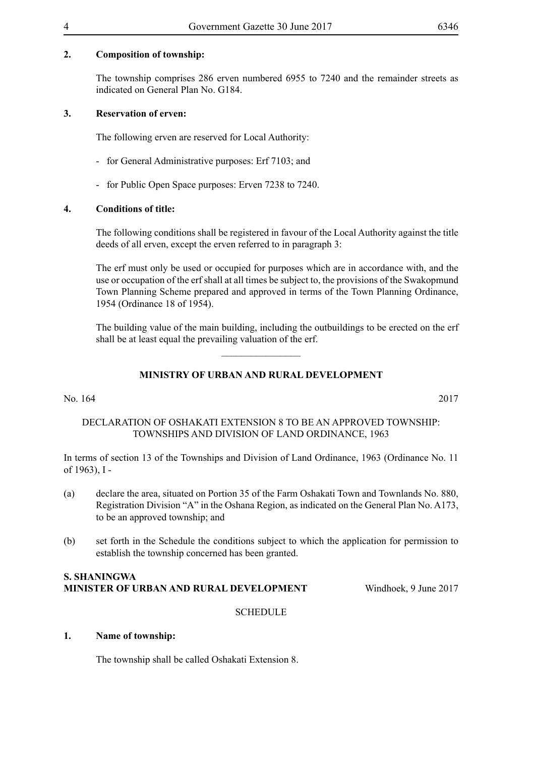**2. Composition of township:**

The township comprises 286 erven numbered 6955 to 7240 and the remainder streets as indicated on General Plan No. G184.

**3. Reservation of erven:**

The following erven are reserved for Local Authority:

- for General Administrative purposes: Erf 7103; and

- for Public Open Space purposes: Erven 7238 to 7240.

**4. Conditions of title:**

The following conditions shall be registered in favour of the Local Authority against the title deeds of all erven, except the erven referred to in paragraph 3:

The erf must only be used or occupied for purposes which are in accordance with, and the use or occupation of the erf shall at all times be subject to, the provisions of the Swakopmund Town Planning Scheme prepared and approved in terms of the Town Planning Ordinance, 1954 (Ordinance 18 of 1954).

The building value of the main building, including the outbuildings to be erected on the erf shall be at least equal the prevailing valuation of the erf.

---

**MINISTRY OF URBAN AND RURAL DEVELOPMENT**

No. 164 2017

DECLARATION OF OSHAKATI EXTENSION 8 TO BE AN APPROVED TOWNSHIP: TOWNSHIPS AND DIVISION OF LAND ORDINANCE, 1963

In terms of section 13 of the Townships and Division of Land Ordinance, 1963 (Ordinance No. 11 of 1963), I -

(a) declare the area, situated on Portion 35 of the Farm Oshakati Town and Townlands No. 880, Registration Division "A" in the Oshana Region, as indicated on the General Plan No. A173, to be an approved township; and

(b) set forth in the Schedule the conditions subject to which the application for permission to establish the township concerned has been granted.

**S. SHANINGWA**
**MINISTER OF URBAN AND RURAL DEVELOPMENT** Windhoek, 9 June 2017

SCHEDULE

**1. Name of township:**

The township shall be called Oshakati Extension 8.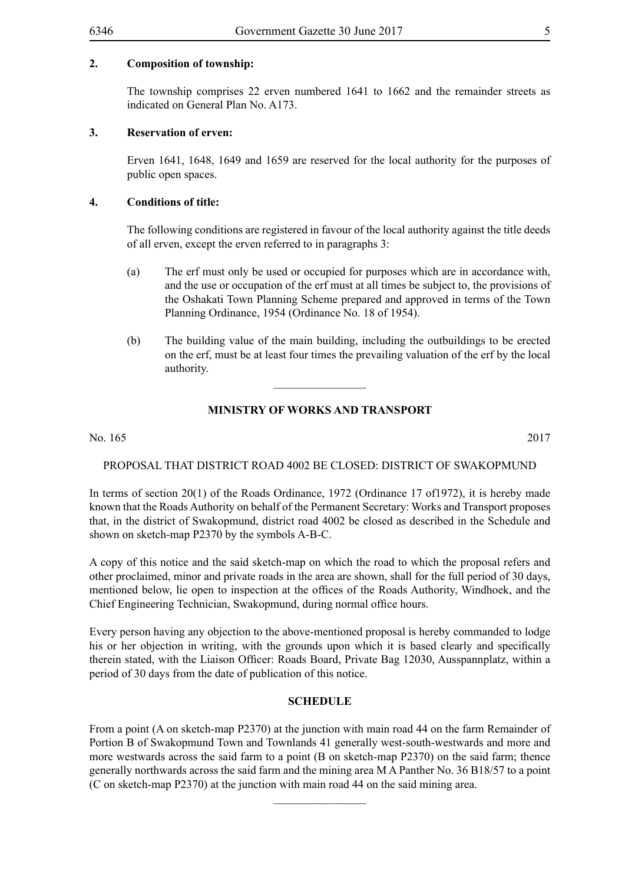**2. Composition of township:**

The township comprises 22 erven numbered 1641 to 1662 and the remainder streets as indicated on General Plan No. A173.

**3. Reservation of erven:**

Erven 1641, 1648, 1649 and 1659 are reserved for the local authority for the purposes of public open spaces.

**4. Conditions of title:**

The following conditions are registered in favour of the local authority against the title deeds of all erven, except the erven referred to in paragraphs 3:

(a) The erf must only be used or occupied for purposes which are in accordance with, and the use or occupation of the erf must at all times be subject to, the provisions of the Oshakati Town Planning Scheme prepared and approved in terms of the Town Planning Ordinance, 1954 (Ordinance No. 18 of 1954).

(b) The building value of the main building, including the outbuildings to be erected on the erf, must be at least four times the prevailing valuation of the erf by the local authority.

---

**MINISTRY OF WORKS AND TRANSPORT**

No. 165 2017

PROPOSAL THAT DISTRICT ROAD 4002 BE CLOSED: DISTRICT OF SWAKOPMUND

In terms of section 20(1) of the Roads Ordinance, 1972 (Ordinance 17 of1972), it is hereby made known that the Roads Authority on behalf of the Permanent Secretary: Works and Transport proposes that, in the district of Swakopmund, district road 4002 be closed as described in the Schedule and shown on sketch-map P2370 by the symbols A-B-C.

A copy of this notice and the said sketch-map on which the road to which the proposal refers and other proclaimed, minor and private roads in the area are shown, shall for the full period of 30 days, mentioned below, lie open to inspection at the offices of the Roads Authority, Windhoek, and the Chief Engineering Technician, Swakopmund, during normal office hours.

Every person having any objection to the above-mentioned proposal is hereby commanded to lodge his or her objection in writing, with the grounds upon which it is based clearly and specifically therein stated, with the Liaison Officer: Roads Board, Private Bag 12030, Ausspannplatz, within a period of 30 days from the date of publication of this notice.

**SCHEDULE**

From a point (A on sketch-map P2370) at the junction with main road 44 on the farm Remainder of Portion B of Swakopmund Town and Townlands 41 generally west-south-westwards and more and more westwards across the said farm to a point (B on sketch-map P2370) on the said farm; thence generally northwards across the said farm and the mining area M A Panther No. 36 B18/57 to a point (C on sketch-map P2370) at the junction with main road 44 on the said mining area.

---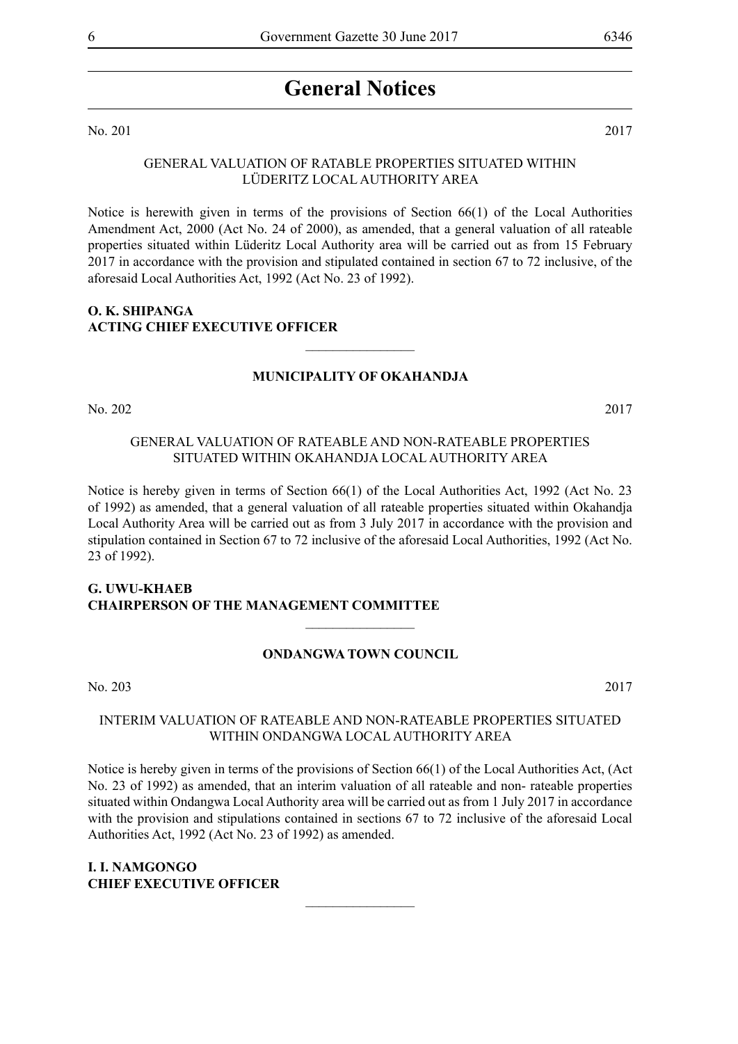# General Notices

No. 201 2017

GENERAL VALUATION OF RATABLE PROPERTIES SITUATED WITHIN LÜDERITZ LOCAL AUTHORITY AREA

Notice is herewith given in terms of the provisions of Section 66(1) of the Local Authorities Amendment Act, 2000 (Act No. 24 of 2000), as amended, that a general valuation of all rateable properties situated within Lüderitz Local Authority area will be carried out as from 15 February 2017 in accordance with the provision and stipulated contained in section 67 to 72 inclusive, of the aforesaid Local Authorities Act, 1992 (Act No. 23 of 1992).

**O. K. SHIPANGA**
**ACTING CHIEF EXECUTIVE OFFICER**

---

**MUNICIPALITY OF OKAHANDJA**

No. 202 2017

GENERAL VALUATION OF RATEABLE AND NON-RATEABLE PROPERTIES SITUATED WITHIN OKAHANDJA LOCAL AUTHORITY AREA

Notice is hereby given in terms of Section 66(1) of the Local Authorities Act, 1992 (Act No. 23 of 1992) as amended, that a general valuation of all rateable properties situated within Okahandja Local Authority Area will be carried out as from 3 July 2017 in accordance with the provision and stipulation contained in Section 67 to 72 inclusive of the aforesaid Local Authorities, 1992 (Act No. 23 of 1992).

**G. UWU-KHAEB**
**CHAIRPERSON OF THE MANAGEMENT COMMITTEE**

---

**ONDANGWA TOWN COUNCIL**

No. 203 2017

INTERIM VALUATION OF RATEABLE AND NON-RATEABLE PROPERTIES SITUATED WITHIN ONDANGWA LOCAL AUTHORITY AREA

Notice is hereby given in terms of the provisions of Section 66(1) of the Local Authorities Act, (Act No. 23 of 1992) as amended, that an interim valuation of all rateable and non- rateable properties situated within Ondangwa Local Authority area will be carried out as from 1 July 2017 in accordance with the provision and stipulations contained in sections 67 to 72 inclusive of the aforesaid Local Authorities Act, 1992 (Act No. 23 of 1992) as amended.

**I. I. NAMGONGO**
**CHIEF EXECUTIVE OFFICER**

---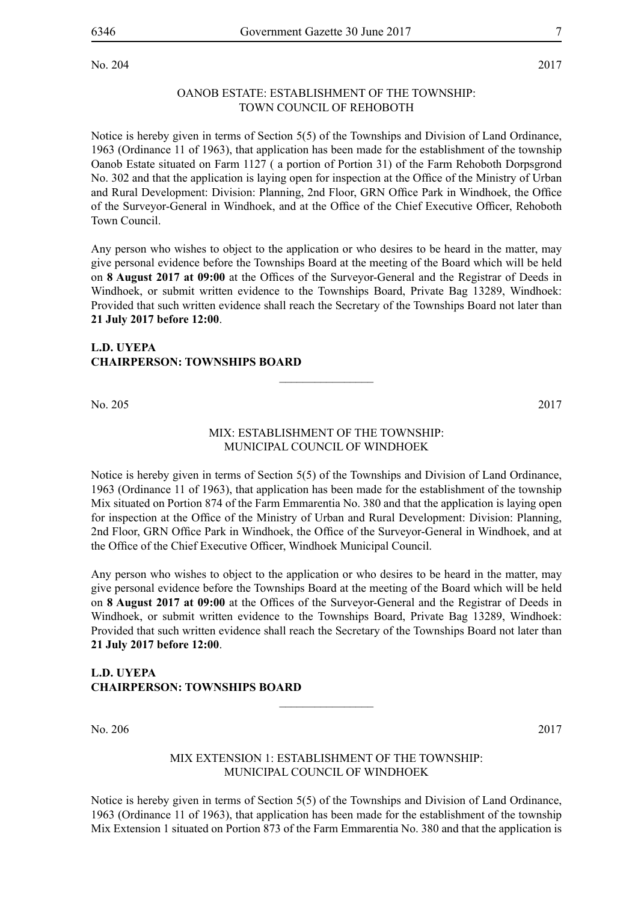No. 204 2017

## OANOB ESTATE: ESTABLISHMENT OF THE TOWNSHIP: TOWN COUNCIL OF REHOBOTH

Notice is hereby given in terms of Section 5(5) of the Townships and Division of Land Ordinance, 1963 (Ordinance 11 of 1963), that application has been made for the establishment of the township Oanob Estate situated on Farm 1127 ( a portion of Portion 31) of the Farm Rehoboth Dorpsgrond No. 302 and that the application is laying open for inspection at the Office of the Ministry of Urban and Rural Development: Division: Planning, 2nd Floor, GRN Office Park in Windhoek, the Office of the Surveyor-General in Windhoek, and at the Office of the Chief Executive Officer, Rehoboth Town Council.

Any person who wishes to object to the application or who desires to be heard in the matter, may give personal evidence before the Townships Board at the meeting of the Board which will be held on **8 August 2017 at 09:00** at the Offices of the Surveyor-General and the Registrar of Deeds in Windhoek, or submit written evidence to the Townships Board, Private Bag 13289, Windhoek: Provided that such written evidence shall reach the Secretary of the Townships Board not later than **21 July 2017 before 12:00**.

**L.D. UYEPA**
**CHAIRPERSON: TOWNSHIPS BOARD**

---

No. 205 2017

## MIX: ESTABLISHMENT OF THE TOWNSHIP: MUNICIPAL COUNCIL OF WINDHOEK

Notice is hereby given in terms of Section 5(5) of the Townships and Division of Land Ordinance, 1963 (Ordinance 11 of 1963), that application has been made for the establishment of the township Mix situated on Portion 874 of the Farm Emmarentia No. 380 and that the application is laying open for inspection at the Office of the Ministry of Urban and Rural Development: Division: Planning, 2nd Floor, GRN Office Park in Windhoek, the Office of the Surveyor-General in Windhoek, and at the Office of the Chief Executive Officer, Windhoek Municipal Council.

Any person who wishes to object to the application or who desires to be heard in the matter, may give personal evidence before the Townships Board at the meeting of the Board which will be held on **8 August 2017 at 09:00** at the Offices of the Surveyor-General and the Registrar of Deeds in Windhoek, or submit written evidence to the Townships Board, Private Bag 13289, Windhoek: Provided that such written evidence shall reach the Secretary of the Townships Board not later than **21 July 2017 before 12:00**.

**L.D. UYEPA**
**CHAIRPERSON: TOWNSHIPS BOARD**

---

No. 206 2017

## MIX EXTENSION 1: ESTABLISHMENT OF THE TOWNSHIP: MUNICIPAL COUNCIL OF WINDHOEK

Notice is hereby given in terms of Section 5(5) of the Townships and Division of Land Ordinance, 1963 (Ordinance 11 of 1963), that application has been made for the establishment of the township Mix Extension 1 situated on Portion 873 of the Farm Emmarentia No. 380 and that the application is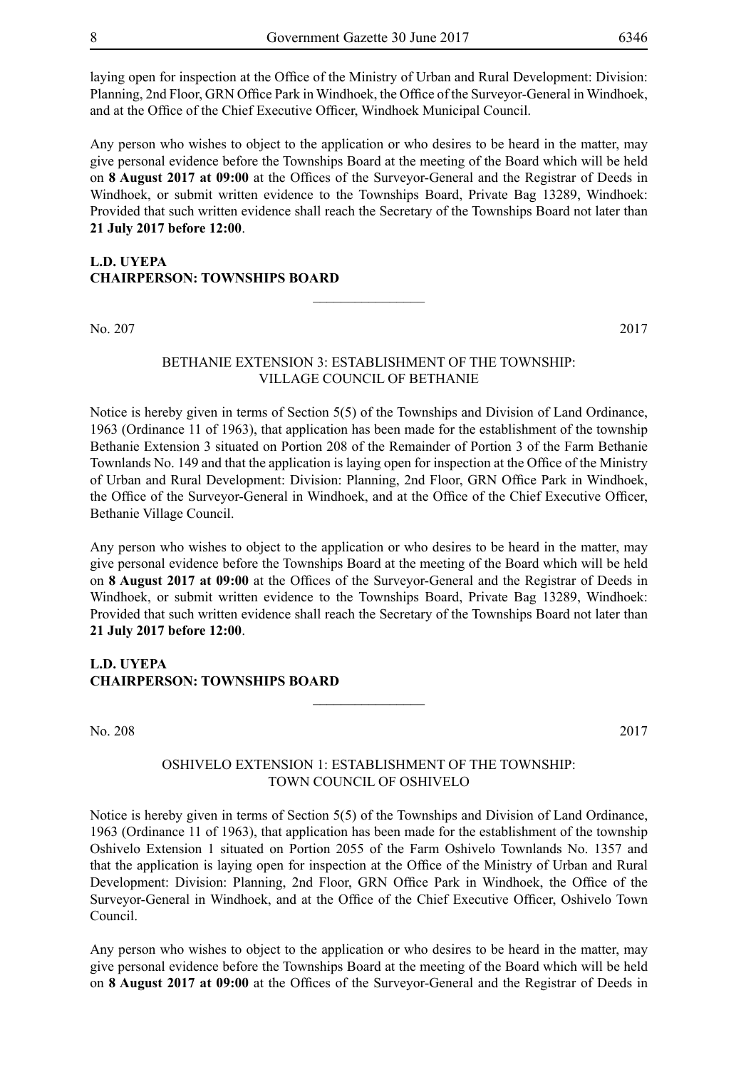laying open for inspection at the Office of the Ministry of Urban and Rural Development: Division: Planning, 2nd Floor, GRN Office Park in Windhoek, the Office of the Surveyor-General in Windhoek, and at the Office of the Chief Executive Officer, Windhoek Municipal Council.

Any person who wishes to object to the application or who desires to be heard in the matter, may give personal evidence before the Townships Board at the meeting of the Board which will be held on **8 August 2017 at 09:00** at the Offices of the Surveyor-General and the Registrar of Deeds in Windhoek, or submit written evidence to the Townships Board, Private Bag 13289, Windhoek: Provided that such written evidence shall reach the Secretary of the Townships Board not later than **21 July 2017 before 12:00**.

**L.D. UYEPA**
**CHAIRPERSON: TOWNSHIPS BOARD**

---

No. 207 2017

BETHANIE EXTENSION 3: ESTABLISHMENT OF THE TOWNSHIP: VILLAGE COUNCIL OF BETHANIE

Notice is hereby given in terms of Section 5(5) of the Townships and Division of Land Ordinance, 1963 (Ordinance 11 of 1963), that application has been made for the establishment of the township Bethanie Extension 3 situated on Portion 208 of the Remainder of Portion 3 of the Farm Bethanie Townlands No. 149 and that the application is laying open for inspection at the Office of the Ministry of Urban and Rural Development: Division: Planning, 2nd Floor, GRN Office Park in Windhoek, the Office of the Surveyor-General in Windhoek, and at the Office of the Chief Executive Officer, Bethanie Village Council.

Any person who wishes to object to the application or who desires to be heard in the matter, may give personal evidence before the Townships Board at the meeting of the Board which will be held on **8 August 2017 at 09:00** at the Offices of the Surveyor-General and the Registrar of Deeds in Windhoek, or submit written evidence to the Townships Board, Private Bag 13289, Windhoek: Provided that such written evidence shall reach the Secretary of the Townships Board not later than **21 July 2017 before 12:00**.

**L.D. UYEPA**
**CHAIRPERSON: TOWNSHIPS BOARD**

---

No. 208 2017

OSHIVELO EXTENSION 1: ESTABLISHMENT OF THE TOWNSHIP: TOWN COUNCIL OF OSHIVELO

Notice is hereby given in terms of Section 5(5) of the Townships and Division of Land Ordinance, 1963 (Ordinance 11 of 1963), that application has been made for the establishment of the township Oshivelo Extension 1 situated on Portion 2055 of the Farm Oshivelo Townlands No. 1357 and that the application is laying open for inspection at the Office of the Ministry of Urban and Rural Development: Division: Planning, 2nd Floor, GRN Office Park in Windhoek, the Office of the Surveyor-General in Windhoek, and at the Office of the Chief Executive Officer, Oshivelo Town Council.

Any person who wishes to object to the application or who desires to be heard in the matter, may give personal evidence before the Townships Board at the meeting of the Board which will be held on **8 August 2017 at 09:00** at the Offices of the Surveyor-General and the Registrar of Deeds in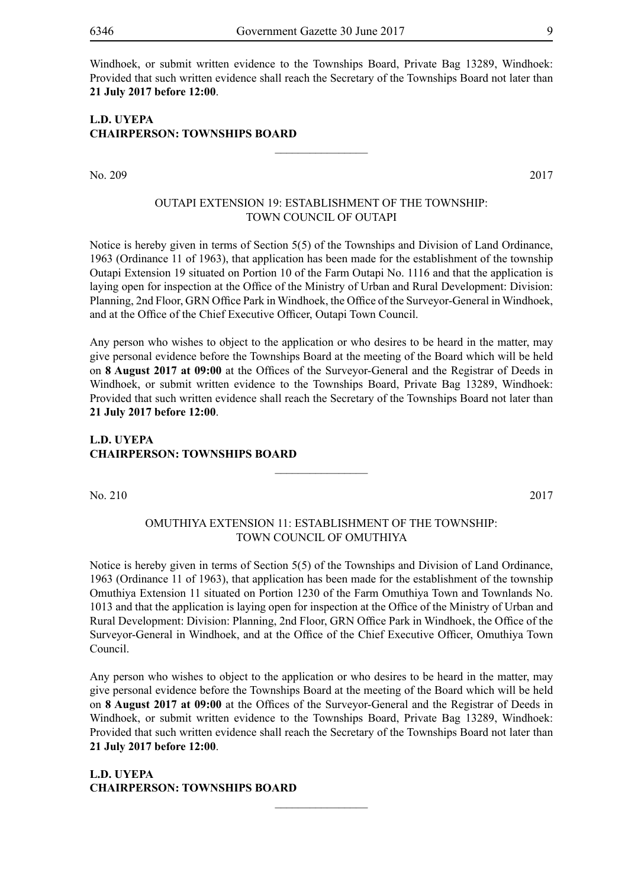Windhoek, or submit written evidence to the Townships Board, Private Bag 13289, Windhoek: Provided that such written evidence shall reach the Secretary of the Townships Board not later than **21 July 2017 before 12:00**.

**L.D. UYEPA**
**CHAIRPERSON: TOWNSHIPS BOARD**

---

No. 209 2017

OUTAPI EXTENSION 19: ESTABLISHMENT OF THE TOWNSHIP: TOWN COUNCIL OF OUTAPI

Notice is hereby given in terms of Section 5(5) of the Townships and Division of Land Ordinance, 1963 (Ordinance 11 of 1963), that application has been made for the establishment of the township Outapi Extension 19 situated on Portion 10 of the Farm Outapi No. 1116 and that the application is laying open for inspection at the Office of the Ministry of Urban and Rural Development: Division: Planning, 2nd Floor, GRN Office Park in Windhoek, the Office of the Surveyor-General in Windhoek, and at the Office of the Chief Executive Officer, Outapi Town Council.

Any person who wishes to object to the application or who desires to be heard in the matter, may give personal evidence before the Townships Board at the meeting of the Board which will be held on **8 August 2017 at 09:00** at the Offices of the Surveyor-General and the Registrar of Deeds in Windhoek, or submit written evidence to the Townships Board, Private Bag 13289, Windhoek: Provided that such written evidence shall reach the Secretary of the Townships Board not later than **21 July 2017 before 12:00**.

**L.D. UYEPA**
**CHAIRPERSON: TOWNSHIPS BOARD**

---

No. 210 2017

OMUTHIYA EXTENSION 11: ESTABLISHMENT OF THE TOWNSHIP: TOWN COUNCIL OF OMUTHIYA

Notice is hereby given in terms of Section 5(5) of the Townships and Division of Land Ordinance, 1963 (Ordinance 11 of 1963), that application has been made for the establishment of the township Omuthiya Extension 11 situated on Portion 1230 of the Farm Omuthiya Town and Townlands No. 1013 and that the application is laying open for inspection at the Office of the Ministry of Urban and Rural Development: Division: Planning, 2nd Floor, GRN Office Park in Windhoek, the Office of the Surveyor-General in Windhoek, and at the Office of the Chief Executive Officer, Omuthiya Town Council.

Any person who wishes to object to the application or who desires to be heard in the matter, may give personal evidence before the Townships Board at the meeting of the Board which will be held on **8 August 2017 at 09:00** at the Offices of the Surveyor-General and the Registrar of Deeds in Windhoek, or submit written evidence to the Townships Board, Private Bag 13289, Windhoek: Provided that such written evidence shall reach the Secretary of the Townships Board not later than **21 July 2017 before 12:00**.

**L.D. UYEPA**
**CHAIRPERSON: TOWNSHIPS BOARD**

---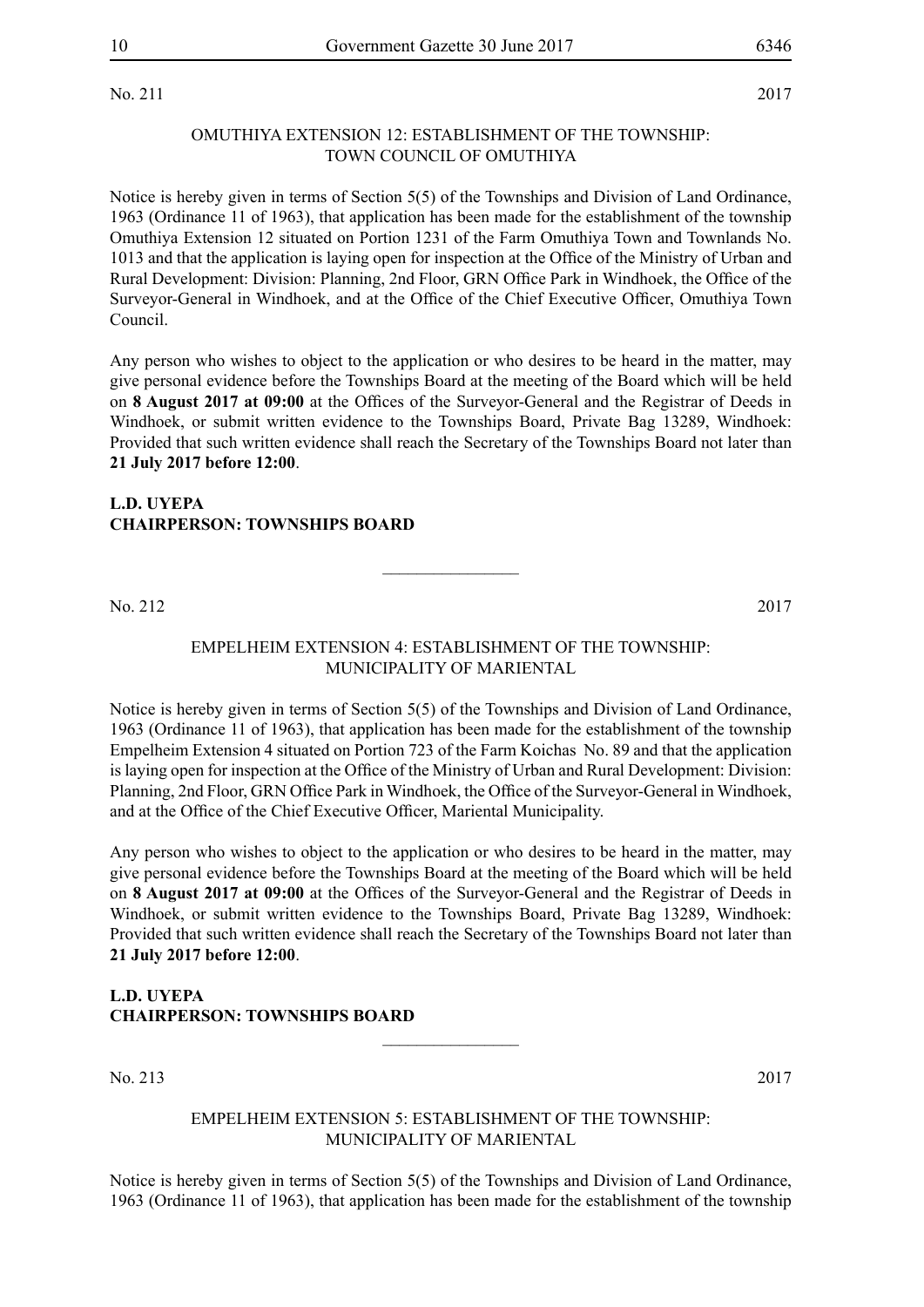No. 211 2017

OMUTHIYA EXTENSION 12: ESTABLISHMENT OF THE TOWNSHIP: TOWN COUNCIL OF OMUTHIYA

Notice is hereby given in terms of Section 5(5) of the Townships and Division of Land Ordinance, 1963 (Ordinance 11 of 1963), that application has been made for the establishment of the township Omuthiya Extension 12 situated on Portion 1231 of the Farm Omuthiya Town and Townlands No. 1013 and that the application is laying open for inspection at the Office of the Ministry of Urban and Rural Development: Division: Planning, 2nd Floor, GRN Office Park in Windhoek, the Office of the Surveyor-General in Windhoek, and at the Office of the Chief Executive Officer, Omuthiya Town Council.

Any person who wishes to object to the application or who desires to be heard in the matter, may give personal evidence before the Townships Board at the meeting of the Board which will be held on **8 August 2017 at 09:00** at the Offices of the Surveyor-General and the Registrar of Deeds in Windhoek, or submit written evidence to the Townships Board, Private Bag 13289, Windhoek: Provided that such written evidence shall reach the Secretary of the Townships Board not later than **21 July 2017 before 12:00**.

**L.D. UYEPA**
**CHAIRPERSON: TOWNSHIPS BOARD**

---

No. 212 2017

EMPELHEIM EXTENSION 4: ESTABLISHMENT OF THE TOWNSHIP: MUNICIPALITY OF MARIENTAL

Notice is hereby given in terms of Section 5(5) of the Townships and Division of Land Ordinance, 1963 (Ordinance 11 of 1963), that application has been made for the establishment of the township Empelheim Extension 4 situated on Portion 723 of the Farm Koichas No. 89 and that the application is laying open for inspection at the Office of the Ministry of Urban and Rural Development: Division: Planning, 2nd Floor, GRN Office Park in Windhoek, the Office of the Surveyor-General in Windhoek, and at the Office of the Chief Executive Officer, Mariental Municipality.

Any person who wishes to object to the application or who desires to be heard in the matter, may give personal evidence before the Townships Board at the meeting of the Board which will be held on **8 August 2017 at 09:00** at the Offices of the Surveyor-General and the Registrar of Deeds in Windhoek, or submit written evidence to the Townships Board, Private Bag 13289, Windhoek: Provided that such written evidence shall reach the Secretary of the Townships Board not later than **21 July 2017 before 12:00**.

**L.D. UYEPA**
**CHAIRPERSON: TOWNSHIPS BOARD**

---

No. 213 2017

EMPELHEIM EXTENSION 5: ESTABLISHMENT OF THE TOWNSHIP: MUNICIPALITY OF MARIENTAL

Notice is hereby given in terms of Section 5(5) of the Townships and Division of Land Ordinance, 1963 (Ordinance 11 of 1963), that application has been made for the establishment of the township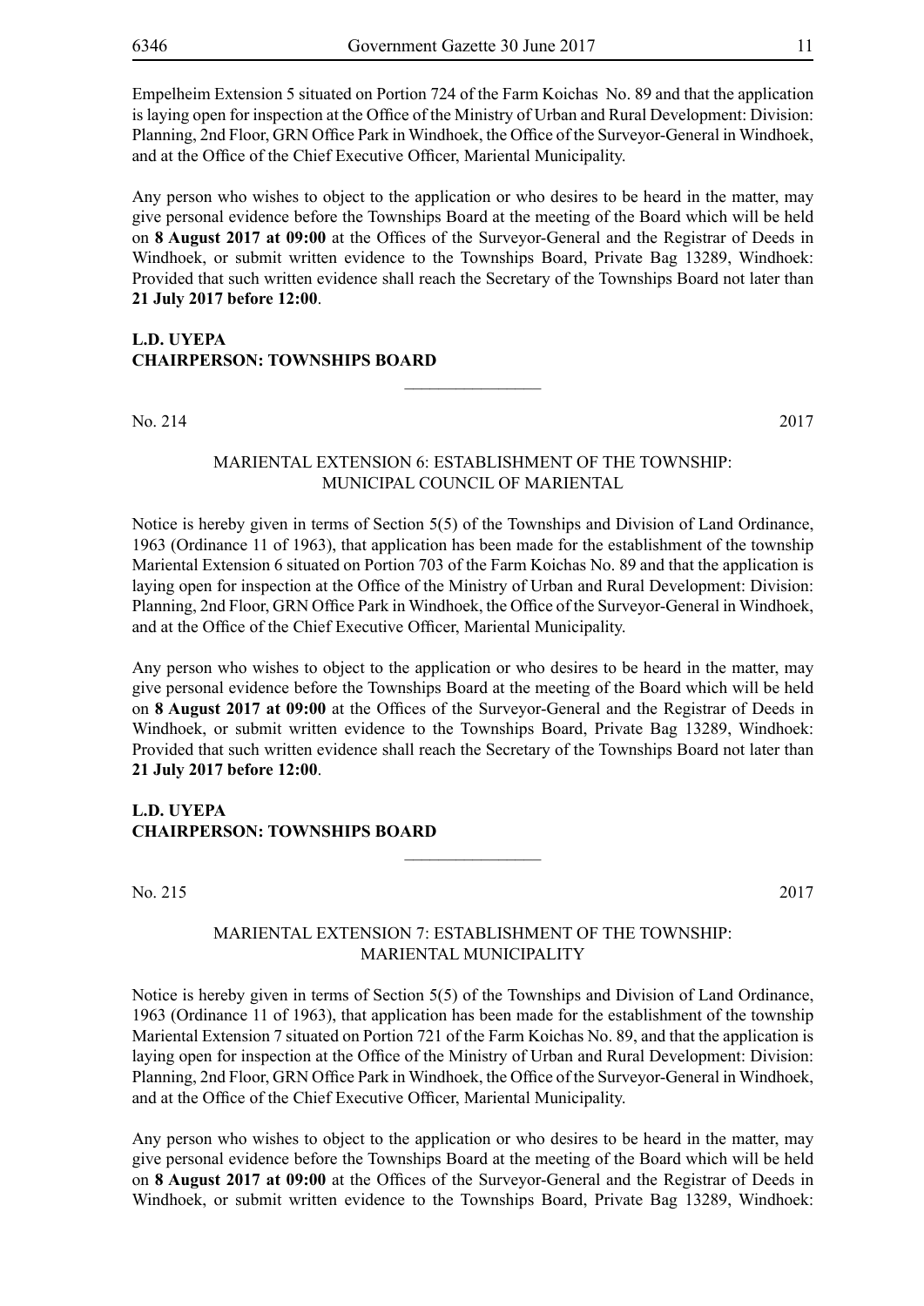Empelheim Extension 5 situated on Portion 724 of the Farm Koichas No. 89 and that the application is laying open for inspection at the Office of the Ministry of Urban and Rural Development: Division: Planning, 2nd Floor, GRN Office Park in Windhoek, the Office of the Surveyor-General in Windhoek, and at the Office of the Chief Executive Officer, Mariental Municipality.

Any person who wishes to object to the application or who desires to be heard in the matter, may give personal evidence before the Townships Board at the meeting of the Board which will be held on **8 August 2017 at 09:00** at the Offices of the Surveyor-General and the Registrar of Deeds in Windhoek, or submit written evidence to the Townships Board, Private Bag 13289, Windhoek: Provided that such written evidence shall reach the Secretary of the Townships Board not later than **21 July 2017 before 12:00**.

**L.D. UYEPA**
**CHAIRPERSON: TOWNSHIPS BOARD**

---

No. 214 2017

MARIENTAL EXTENSION 6: ESTABLISHMENT OF THE TOWNSHIP: MUNICIPAL COUNCIL OF MARIENTAL

Notice is hereby given in terms of Section 5(5) of the Townships and Division of Land Ordinance, 1963 (Ordinance 11 of 1963), that application has been made for the establishment of the township Mariental Extension 6 situated on Portion 703 of the Farm Koichas No. 89 and that the application is laying open for inspection at the Office of the Ministry of Urban and Rural Development: Division: Planning, 2nd Floor, GRN Office Park in Windhoek, the Office of the Surveyor-General in Windhoek, and at the Office of the Chief Executive Officer, Mariental Municipality.

Any person who wishes to object to the application or who desires to be heard in the matter, may give personal evidence before the Townships Board at the meeting of the Board which will be held on **8 August 2017 at 09:00** at the Offices of the Surveyor-General and the Registrar of Deeds in Windhoek, or submit written evidence to the Townships Board, Private Bag 13289, Windhoek: Provided that such written evidence shall reach the Secretary of the Townships Board not later than **21 July 2017 before 12:00**.

**L.D. UYEPA**
**CHAIRPERSON: TOWNSHIPS BOARD**

---

No. 215 2017

MARIENTAL EXTENSION 7: ESTABLISHMENT OF THE TOWNSHIP: MARIENTAL MUNICIPALITY

Notice is hereby given in terms of Section 5(5) of the Townships and Division of Land Ordinance, 1963 (Ordinance 11 of 1963), that application has been made for the establishment of the township Mariental Extension 7 situated on Portion 721 of the Farm Koichas No. 89, and that the application is laying open for inspection at the Office of the Ministry of Urban and Rural Development: Division: Planning, 2nd Floor, GRN Office Park in Windhoek, the Office of the Surveyor-General in Windhoek, and at the Office of the Chief Executive Officer, Mariental Municipality.

Any person who wishes to object to the application or who desires to be heard in the matter, may give personal evidence before the Townships Board at the meeting of the Board which will be held on **8 August 2017 at 09:00** at the Offices of the Surveyor-General and the Registrar of Deeds in Windhoek, or submit written evidence to the Townships Board, Private Bag 13289, Windhoek: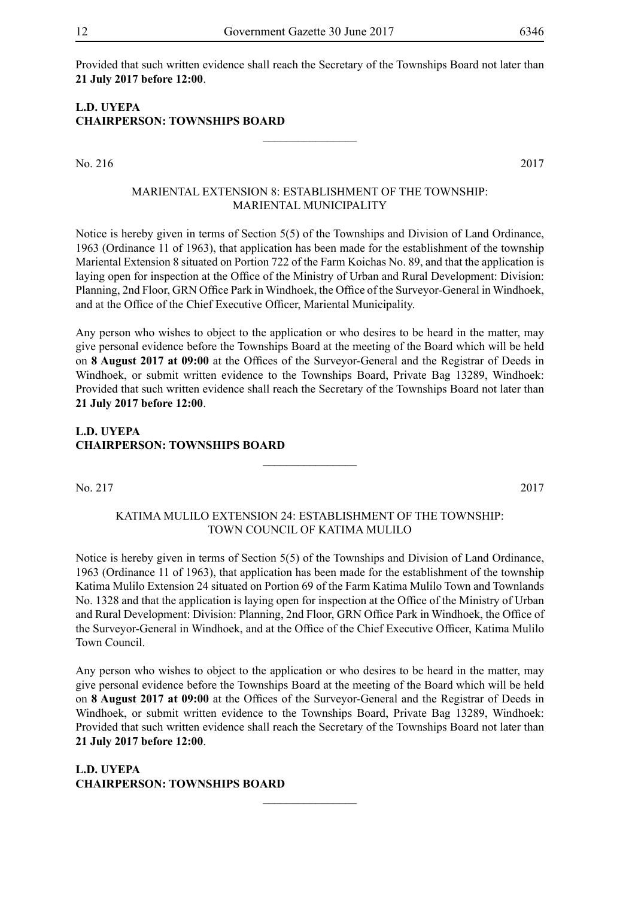Provided that such written evidence shall reach the Secretary of the Townships Board not later than **21 July 2017 before 12:00**.

**L.D. UYEPA**
**CHAIRPERSON: TOWNSHIPS BOARD**

---

No. 216 2017

MARIENTAL EXTENSION 8: ESTABLISHMENT OF THE TOWNSHIP: MARIENTAL MUNICIPALITY

Notice is hereby given in terms of Section 5(5) of the Townships and Division of Land Ordinance, 1963 (Ordinance 11 of 1963), that application has been made for the establishment of the township Mariental Extension 8 situated on Portion 722 of the Farm Koichas No. 89, and that the application is laying open for inspection at the Office of the Ministry of Urban and Rural Development: Division: Planning, 2nd Floor, GRN Office Park in Windhoek, the Office of the Surveyor-General in Windhoek, and at the Office of the Chief Executive Officer, Mariental Municipality.

Any person who wishes to object to the application or who desires to be heard in the matter, may give personal evidence before the Townships Board at the meeting of the Board which will be held on **8 August 2017 at 09:00** at the Offices of the Surveyor-General and the Registrar of Deeds in Windhoek, or submit written evidence to the Townships Board, Private Bag 13289, Windhoek: Provided that such written evidence shall reach the Secretary of the Townships Board not later than **21 July 2017 before 12:00**.

**L.D. UYEPA**
**CHAIRPERSON: TOWNSHIPS BOARD**

---

No. 217 2017

KATIMA MULILO EXTENSION 24: ESTABLISHMENT OF THE TOWNSHIP: TOWN COUNCIL OF KATIMA MULILO

Notice is hereby given in terms of Section 5(5) of the Townships and Division of Land Ordinance, 1963 (Ordinance 11 of 1963), that application has been made for the establishment of the township Katima Mulilo Extension 24 situated on Portion 69 of the Farm Katima Mulilo Town and Townlands No. 1328 and that the application is laying open for inspection at the Office of the Ministry of Urban and Rural Development: Division: Planning, 2nd Floor, GRN Office Park in Windhoek, the Office of the Surveyor-General in Windhoek, and at the Office of the Chief Executive Officer, Katima Mulilo Town Council.

Any person who wishes to object to the application or who desires to be heard in the matter, may give personal evidence before the Townships Board at the meeting of the Board which will be held on **8 August 2017 at 09:00** at the Offices of the Surveyor-General and the Registrar of Deeds in Windhoek, or submit written evidence to the Townships Board, Private Bag 13289, Windhoek: Provided that such written evidence shall reach the Secretary of the Townships Board not later than **21 July 2017 before 12:00**.

**L.D. UYEPA**
**CHAIRPERSON: TOWNSHIPS BOARD**

---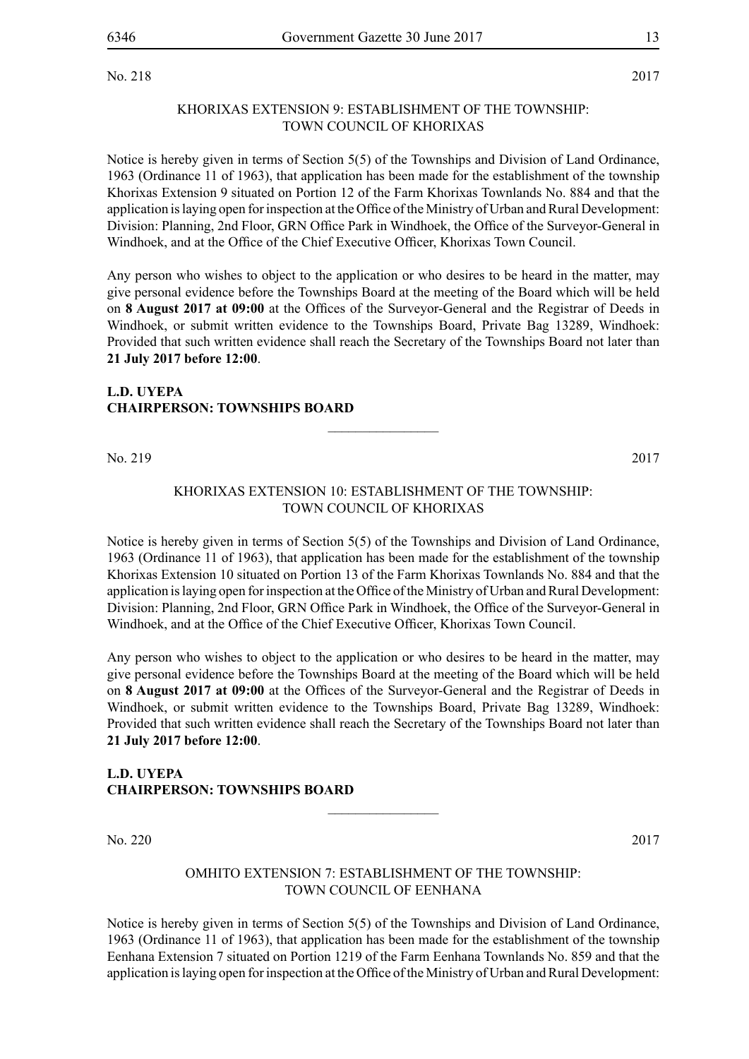No. 218 2017

KHORIXAS EXTENSION 9: ESTABLISHMENT OF THE TOWNSHIP: TOWN COUNCIL OF KHORIXAS

Notice is hereby given in terms of Section 5(5) of the Townships and Division of Land Ordinance, 1963 (Ordinance 11 of 1963), that application has been made for the establishment of the township Khorixas Extension 9 situated on Portion 12 of the Farm Khorixas Townlands No. 884 and that the application is laying open for inspection at the Office of the Ministry of Urban and Rural Development: Division: Planning, 2nd Floor, GRN Office Park in Windhoek, the Office of the Surveyor-General in Windhoek, and at the Office of the Chief Executive Officer, Khorixas Town Council.

Any person who wishes to object to the application or who desires to be heard in the matter, may give personal evidence before the Townships Board at the meeting of the Board which will be held on **8 August 2017 at 09:00** at the Offices of the Surveyor-General and the Registrar of Deeds in Windhoek, or submit written evidence to the Townships Board, Private Bag 13289, Windhoek: Provided that such written evidence shall reach the Secretary of the Townships Board not later than **21 July 2017 before 12:00**.

**L.D. UYEPA**
**CHAIRPERSON: TOWNSHIPS BOARD**

---

No. 219 2017

KHORIXAS EXTENSION 10: ESTABLISHMENT OF THE TOWNSHIP: TOWN COUNCIL OF KHORIXAS

Notice is hereby given in terms of Section 5(5) of the Townships and Division of Land Ordinance, 1963 (Ordinance 11 of 1963), that application has been made for the establishment of the township Khorixas Extension 10 situated on Portion 13 of the Farm Khorixas Townlands No. 884 and that the application is laying open for inspection at the Office of the Ministry of Urban and Rural Development: Division: Planning, 2nd Floor, GRN Office Park in Windhoek, the Office of the Surveyor-General in Windhoek, and at the Office of the Chief Executive Officer, Khorixas Town Council.

Any person who wishes to object to the application or who desires to be heard in the matter, may give personal evidence before the Townships Board at the meeting of the Board which will be held on **8 August 2017 at 09:00** at the Offices of the Surveyor-General and the Registrar of Deeds in Windhoek, or submit written evidence to the Townships Board, Private Bag 13289, Windhoek: Provided that such written evidence shall reach the Secretary of the Townships Board not later than **21 July 2017 before 12:00**.

**L.D. UYEPA**
**CHAIRPERSON: TOWNSHIPS BOARD**

---

No. 220 2017

OMHITO EXTENSION 7: ESTABLISHMENT OF THE TOWNSHIP: TOWN COUNCIL OF EENHANA

Notice is hereby given in terms of Section 5(5) of the Townships and Division of Land Ordinance, 1963 (Ordinance 11 of 1963), that application has been made for the establishment of the township Eenhana Extension 7 situated on Portion 1219 of the Farm Eenhana Townlands No. 859 and that the application is laying open for inspection at the Office of the Ministry of Urban and Rural Development: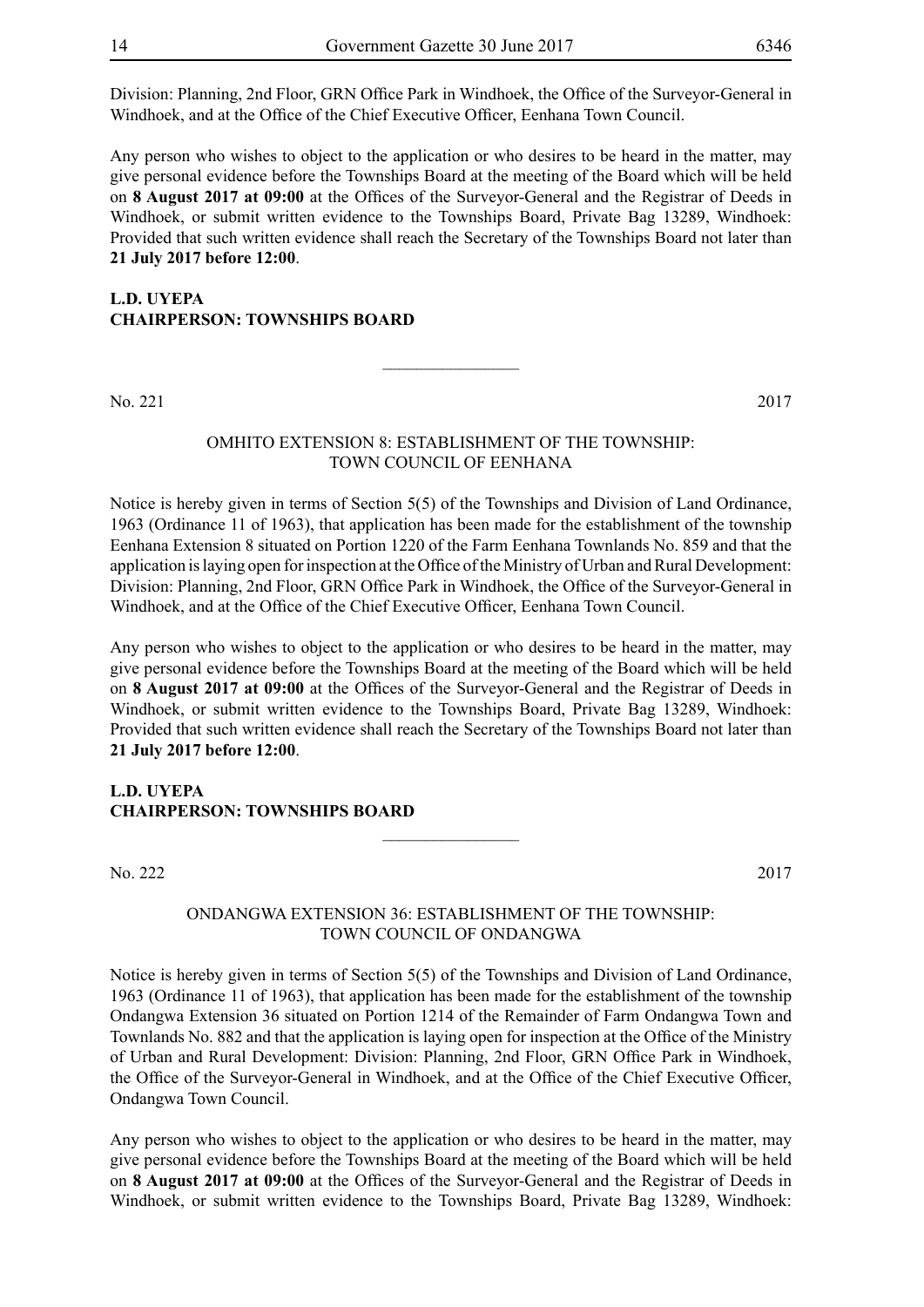Division: Planning, 2nd Floor, GRN Office Park in Windhoek, the Office of the Surveyor-General in Windhoek, and at the Office of the Chief Executive Officer, Eenhana Town Council.

Any person who wishes to object to the application or who desires to be heard in the matter, may give personal evidence before the Townships Board at the meeting of the Board which will be held on **8 August 2017 at 09:00** at the Offices of the Surveyor-General and the Registrar of Deeds in Windhoek, or submit written evidence to the Townships Board, Private Bag 13289, Windhoek: Provided that such written evidence shall reach the Secretary of the Townships Board not later than **21 July 2017 before 12:00**.

**L.D. UYEPA**
**CHAIRPERSON: TOWNSHIPS BOARD**

---

No. 221 2017

OMHITO EXTENSION 8: ESTABLISHMENT OF THE TOWNSHIP:
TOWN COUNCIL OF EENHANA

Notice is hereby given in terms of Section 5(5) of the Townships and Division of Land Ordinance, 1963 (Ordinance 11 of 1963), that application has been made for the establishment of the township Eenhana Extension 8 situated on Portion 1220 of the Farm Eenhana Townlands No. 859 and that the application is laying open for inspection at the Office of the Ministry of Urban and Rural Development: Division: Planning, 2nd Floor, GRN Office Park in Windhoek, the Office of the Surveyor-General in Windhoek, and at the Office of the Chief Executive Officer, Eenhana Town Council.

Any person who wishes to object to the application or who desires to be heard in the matter, may give personal evidence before the Townships Board at the meeting of the Board which will be held on **8 August 2017 at 09:00** at the Offices of the Surveyor-General and the Registrar of Deeds in Windhoek, or submit written evidence to the Townships Board, Private Bag 13289, Windhoek: Provided that such written evidence shall reach the Secretary of the Townships Board not later than **21 July 2017 before 12:00**.

**L.D. UYEPA**
**CHAIRPERSON: TOWNSHIPS BOARD**

---

No. 222 2017

ONDANGWA EXTENSION 36: ESTABLISHMENT OF THE TOWNSHIP:
TOWN COUNCIL OF ONDANGWA

Notice is hereby given in terms of Section 5(5) of the Townships and Division of Land Ordinance, 1963 (Ordinance 11 of 1963), that application has been made for the establishment of the township Ondangwa Extension 36 situated on Portion 1214 of the Remainder of Farm Ondangwa Town and Townlands No. 882 and that the application is laying open for inspection at the Office of the Ministry of Urban and Rural Development: Division: Planning, 2nd Floor, GRN Office Park in Windhoek, the Office of the Surveyor-General in Windhoek, and at the Office of the Chief Executive Officer, Ondangwa Town Council.

Any person who wishes to object to the application or who desires to be heard in the matter, may give personal evidence before the Townships Board at the meeting of the Board which will be held on **8 August 2017 at 09:00** at the Offices of the Surveyor-General and the Registrar of Deeds in Windhoek, or submit written evidence to the Townships Board, Private Bag 13289, Windhoek: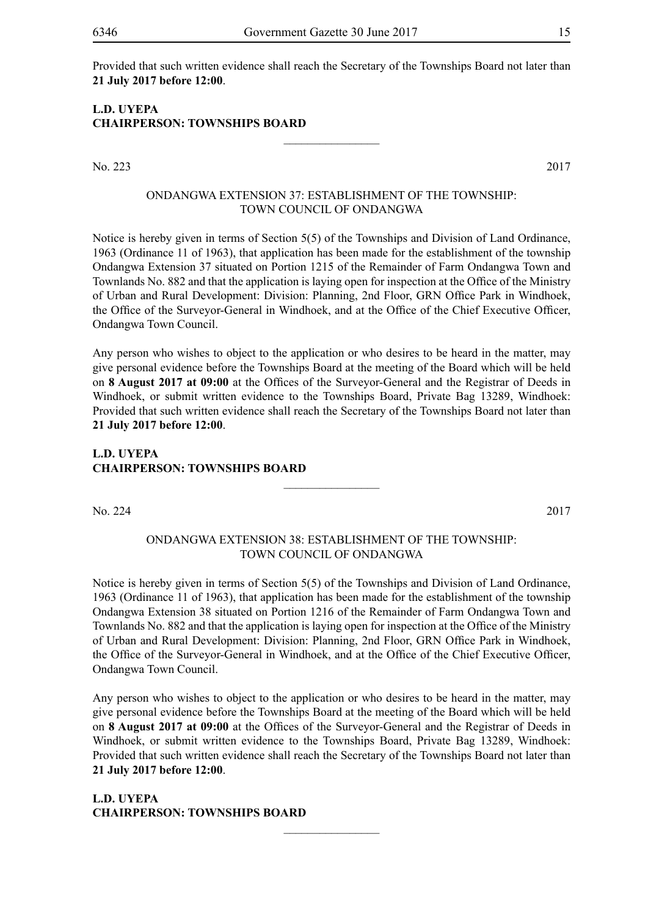Provided that such written evidence shall reach the Secretary of the Townships Board not later than **21 July 2017 before 12:00**.

**L.D. UYEPA**
**CHAIRPERSON: TOWNSHIPS BOARD**

________________

No. 223 2017

ONDANGWA EXTENSION 37: ESTABLISHMENT OF THE TOWNSHIP: TOWN COUNCIL OF ONDANGWA

Notice is hereby given in terms of Section 5(5) of the Townships and Division of Land Ordinance, 1963 (Ordinance 11 of 1963), that application has been made for the establishment of the township Ondangwa Extension 37 situated on Portion 1215 of the Remainder of Farm Ondangwa Town and Townlands No. 882 and that the application is laying open for inspection at the Office of the Ministry of Urban and Rural Development: Division: Planning, 2nd Floor, GRN Office Park in Windhoek, the Office of the Surveyor-General in Windhoek, and at the Office of the Chief Executive Officer, Ondangwa Town Council.

Any person who wishes to object to the application or who desires to be heard in the matter, may give personal evidence before the Townships Board at the meeting of the Board which will be held on **8 August 2017 at 09:00** at the Offices of the Surveyor-General and the Registrar of Deeds in Windhoek, or submit written evidence to the Townships Board, Private Bag 13289, Windhoek: Provided that such written evidence shall reach the Secretary of the Townships Board not later than **21 July 2017 before 12:00**.

**L.D. UYEPA**
**CHAIRPERSON: TOWNSHIPS BOARD**

________________

No. 224 2017

ONDANGWA EXTENSION 38: ESTABLISHMENT OF THE TOWNSHIP: TOWN COUNCIL OF ONDANGWA

Notice is hereby given in terms of Section 5(5) of the Townships and Division of Land Ordinance, 1963 (Ordinance 11 of 1963), that application has been made for the establishment of the township Ondangwa Extension 38 situated on Portion 1216 of the Remainder of Farm Ondangwa Town and Townlands No. 882 and that the application is laying open for inspection at the Office of the Ministry of Urban and Rural Development: Division: Planning, 2nd Floor, GRN Office Park in Windhoek, the Office of the Surveyor-General in Windhoek, and at the Office of the Chief Executive Officer, Ondangwa Town Council.

Any person who wishes to object to the application or who desires to be heard in the matter, may give personal evidence before the Townships Board at the meeting of the Board which will be held on **8 August 2017 at 09:00** at the Offices of the Surveyor-General and the Registrar of Deeds in Windhoek, or submit written evidence to the Townships Board, Private Bag 13289, Windhoek: Provided that such written evidence shall reach the Secretary of the Townships Board not later than **21 July 2017 before 12:00**.

**L.D. UYEPA**
**CHAIRPERSON: TOWNSHIPS BOARD**

________________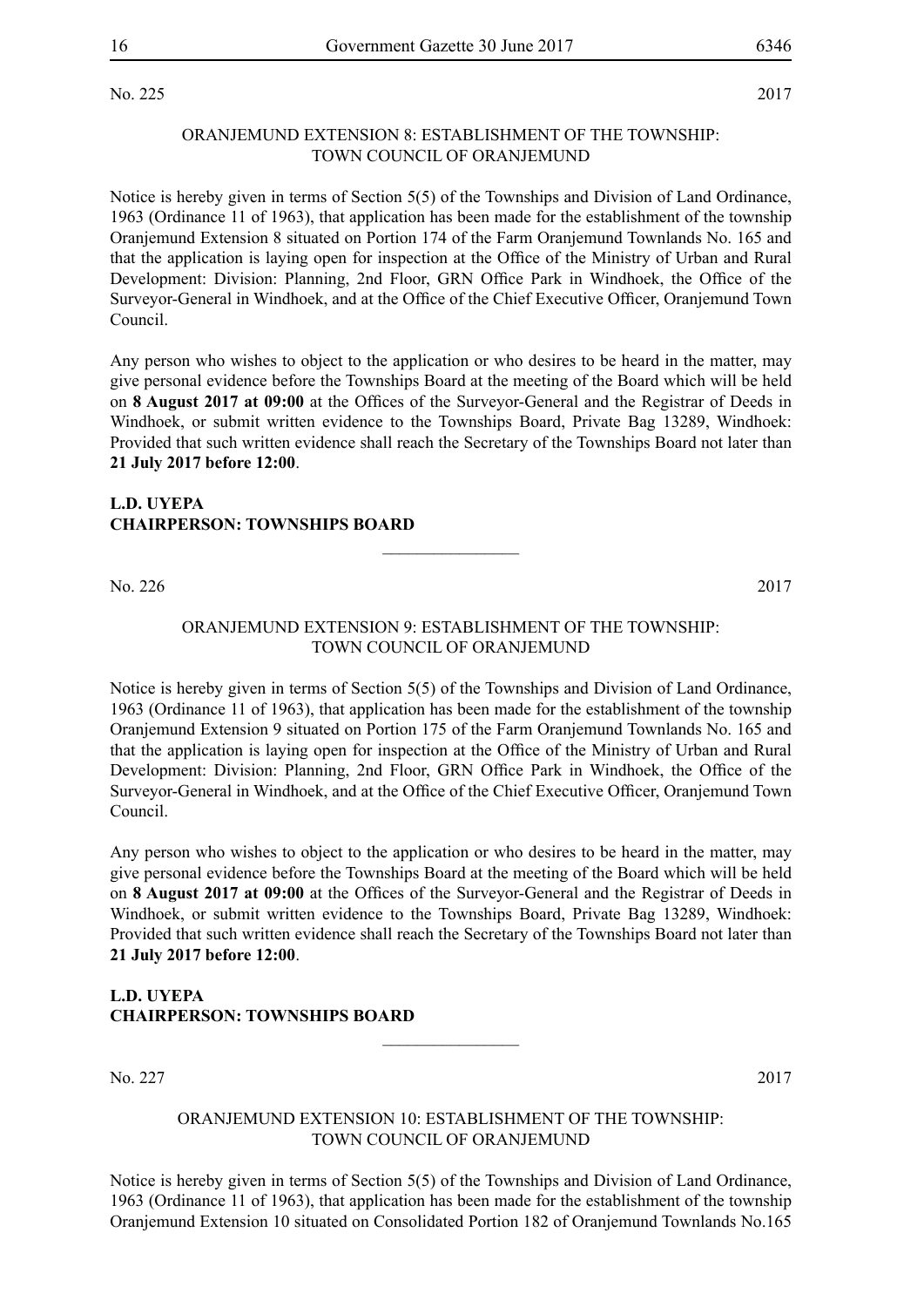No. 225 2017

ORANJEMUND EXTENSION 8: ESTABLISHMENT OF THE TOWNSHIP: TOWN COUNCIL OF ORANJEMUND

Notice is hereby given in terms of Section 5(5) of the Townships and Division of Land Ordinance, 1963 (Ordinance 11 of 1963), that application has been made for the establishment of the township Oranjemund Extension 8 situated on Portion 174 of the Farm Oranjemund Townlands No. 165 and that the application is laying open for inspection at the Office of the Ministry of Urban and Rural Development: Division: Planning, 2nd Floor, GRN Office Park in Windhoek, the Office of the Surveyor-General in Windhoek, and at the Office of the Chief Executive Officer, Oranjemund Town Council.

Any person who wishes to object to the application or who desires to be heard in the matter, may give personal evidence before the Townships Board at the meeting of the Board which will be held on **8 August 2017 at 09:00** at the Offices of the Surveyor-General and the Registrar of Deeds in Windhoek, or submit written evidence to the Townships Board, Private Bag 13289, Windhoek: Provided that such written evidence shall reach the Secretary of the Townships Board not later than **21 July 2017 before 12:00**.

**L.D. UYEPA**
**CHAIRPERSON: TOWNSHIPS BOARD**

---

No. 226 2017

ORANJEMUND EXTENSION 9: ESTABLISHMENT OF THE TOWNSHIP: TOWN COUNCIL OF ORANJEMUND

Notice is hereby given in terms of Section 5(5) of the Townships and Division of Land Ordinance, 1963 (Ordinance 11 of 1963), that application has been made for the establishment of the township Oranjemund Extension 9 situated on Portion 175 of the Farm Oranjemund Townlands No. 165 and that the application is laying open for inspection at the Office of the Ministry of Urban and Rural Development: Division: Planning, 2nd Floor, GRN Office Park in Windhoek, the Office of the Surveyor-General in Windhoek, and at the Office of the Chief Executive Officer, Oranjemund Town Council.

Any person who wishes to object to the application or who desires to be heard in the matter, may give personal evidence before the Townships Board at the meeting of the Board which will be held on **8 August 2017 at 09:00** at the Offices of the Surveyor-General and the Registrar of Deeds in Windhoek, or submit written evidence to the Townships Board, Private Bag 13289, Windhoek: Provided that such written evidence shall reach the Secretary of the Townships Board not later than **21 July 2017 before 12:00**.

**L.D. UYEPA**
**CHAIRPERSON: TOWNSHIPS BOARD**

---

No. 227 2017

ORANJEMUND EXTENSION 10: ESTABLISHMENT OF THE TOWNSHIP: TOWN COUNCIL OF ORANJEMUND

Notice is hereby given in terms of Section 5(5) of the Townships and Division of Land Ordinance, 1963 (Ordinance 11 of 1963), that application has been made for the establishment of the township Oranjemund Extension 10 situated on Consolidated Portion 182 of Oranjemund Townlands No.165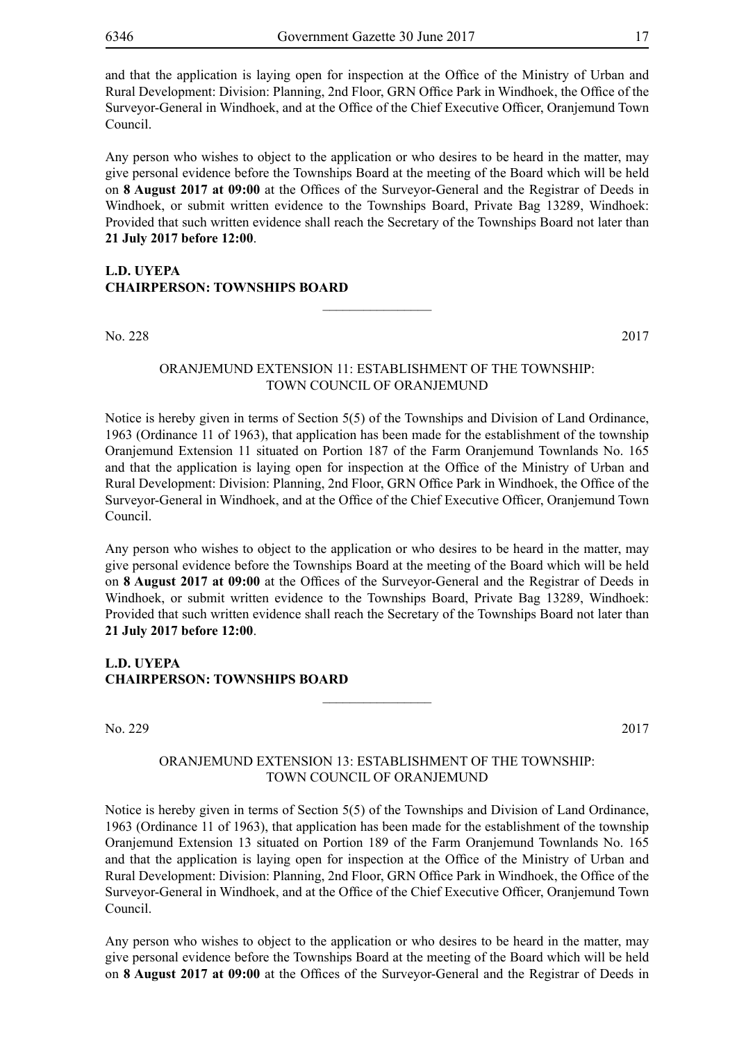and that the application is laying open for inspection at the Office of the Ministry of Urban and Rural Development: Division: Planning, 2nd Floor, GRN Office Park in Windhoek, the Office of the Surveyor-General in Windhoek, and at the Office of the Chief Executive Officer, Oranjemund Town Council.

Any person who wishes to object to the application or who desires to be heard in the matter, may give personal evidence before the Townships Board at the meeting of the Board which will be held on **8 August 2017 at 09:00** at the Offices of the Surveyor-General and the Registrar of Deeds in Windhoek, or submit written evidence to the Townships Board, Private Bag 13289, Windhoek: Provided that such written evidence shall reach the Secretary of the Townships Board not later than **21 July 2017 before 12:00**.

**L.D. UYEPA**
**CHAIRPERSON: TOWNSHIPS BOARD**

---

No. 228 2017

ORANJEMUND EXTENSION 11: ESTABLISHMENT OF THE TOWNSHIP: TOWN COUNCIL OF ORANJEMUND

Notice is hereby given in terms of Section 5(5) of the Townships and Division of Land Ordinance, 1963 (Ordinance 11 of 1963), that application has been made for the establishment of the township Oranjemund Extension 11 situated on Portion 187 of the Farm Oranjemund Townlands No. 165 and that the application is laying open for inspection at the Office of the Ministry of Urban and Rural Development: Division: Planning, 2nd Floor, GRN Office Park in Windhoek, the Office of the Surveyor-General in Windhoek, and at the Office of the Chief Executive Officer, Oranjemund Town Council.

Any person who wishes to object to the application or who desires to be heard in the matter, may give personal evidence before the Townships Board at the meeting of the Board which will be held on **8 August 2017 at 09:00** at the Offices of the Surveyor-General and the Registrar of Deeds in Windhoek, or submit written evidence to the Townships Board, Private Bag 13289, Windhoek: Provided that such written evidence shall reach the Secretary of the Townships Board not later than **21 July 2017 before 12:00**.

**L.D. UYEPA**
**CHAIRPERSON: TOWNSHIPS BOARD**

---

No. 229 2017

ORANJEMUND EXTENSION 13: ESTABLISHMENT OF THE TOWNSHIP: TOWN COUNCIL OF ORANJEMUND

Notice is hereby given in terms of Section 5(5) of the Townships and Division of Land Ordinance, 1963 (Ordinance 11 of 1963), that application has been made for the establishment of the township Oranjemund Extension 13 situated on Portion 189 of the Farm Oranjemund Townlands No. 165 and that the application is laying open for inspection at the Office of the Ministry of Urban and Rural Development: Division: Planning, 2nd Floor, GRN Office Park in Windhoek, the Office of the Surveyor-General in Windhoek, and at the Office of the Chief Executive Officer, Oranjemund Town Council.

Any person who wishes to object to the application or who desires to be heard in the matter, may give personal evidence before the Townships Board at the meeting of the Board which will be held on **8 August 2017 at 09:00** at the Offices of the Surveyor-General and the Registrar of Deeds in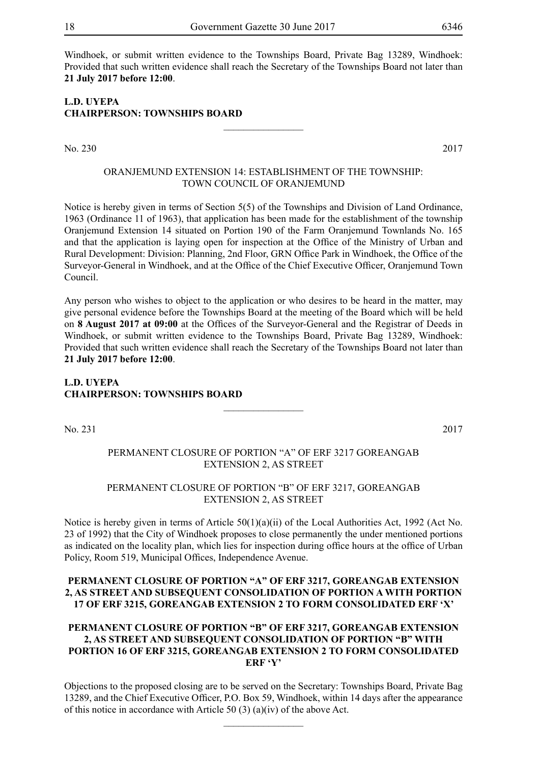Windhoek, or submit written evidence to the Townships Board, Private Bag 13289, Windhoek: Provided that such written evidence shall reach the Secretary of the Townships Board not later than **21 July 2017 before 12:00**.

**L.D. UYEPA**
**CHAIRPERSON: TOWNSHIPS BOARD**

---

No. 230 2017

ORANJEMUND EXTENSION 14: ESTABLISHMENT OF THE TOWNSHIP: TOWN COUNCIL OF ORANJEMUND

Notice is hereby given in terms of Section 5(5) of the Townships and Division of Land Ordinance, 1963 (Ordinance 11 of 1963), that application has been made for the establishment of the township Oranjemund Extension 14 situated on Portion 190 of the Farm Oranjemund Townlands No. 165 and that the application is laying open for inspection at the Office of the Ministry of Urban and Rural Development: Division: Planning, 2nd Floor, GRN Office Park in Windhoek, the Office of the Surveyor-General in Windhoek, and at the Office of the Chief Executive Officer, Oranjemund Town Council.

Any person who wishes to object to the application or who desires to be heard in the matter, may give personal evidence before the Townships Board at the meeting of the Board which will be held on **8 August 2017 at 09:00** at the Offices of the Surveyor-General and the Registrar of Deeds in Windhoek, or submit written evidence to the Townships Board, Private Bag 13289, Windhoek: Provided that such written evidence shall reach the Secretary of the Townships Board not later than **21 July 2017 before 12:00**.

**L.D. UYEPA**
**CHAIRPERSON: TOWNSHIPS BOARD**

---

No. 231 2017

PERMANENT CLOSURE OF PORTION "A" OF ERF 3217 GOREANGAB EXTENSION 2, AS STREET

PERMANENT CLOSURE OF PORTION "B" OF ERF 3217, GOREANGAB EXTENSION 2, AS STREET

Notice is hereby given in terms of Article 50(1)(a)(ii) of the Local Authorities Act, 1992 (Act No. 23 of 1992) that the City of Windhoek proposes to close permanently the under mentioned portions as indicated on the locality plan, which lies for inspection during office hours at the office of Urban Policy, Room 519, Municipal Offices, Independence Avenue.

**PERMANENT CLOSURE OF PORTION "A" OF ERF 3217, GOREANGAB EXTENSION 2, AS STREET AND SUBSEQUENT CONSOLIDATION OF PORTION A WITH PORTION 17 OF ERF 3215, GOREANGAB EXTENSION 2 TO FORM CONSOLIDATED ERF 'X'**

**PERMANENT CLOSURE OF PORTION "B" OF ERF 3217, GOREANGAB EXTENSION 2, AS STREET AND SUBSEQUENT CONSOLIDATION OF PORTION "B" WITH PORTION 16 OF ERF 3215, GOREANGAB EXTENSION 2 TO FORM CONSOLIDATED ERF 'Y'**

Objections to the proposed closing are to be served on the Secretary: Townships Board, Private Bag 13289, and the Chief Executive Officer, P.O. Box 59, Windhoek, within 14 days after the appearance of this notice in accordance with Article 50 (3) (a)(iv) of the above Act.

---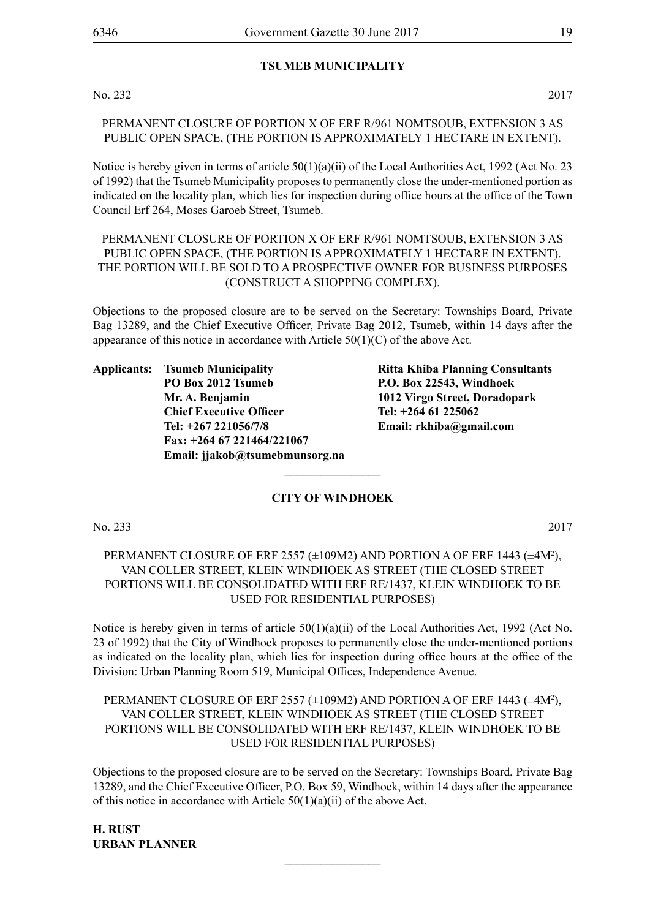## TSUMEB MUNICIPALITY

No. 232 2017

PERMANENT CLOSURE OF PORTION X OF ERF R/961 NOMTSOUB, EXTENSION 3 AS PUBLIC OPEN SPACE, (THE PORTION IS APPROXIMATELY 1 HECTARE IN EXTENT).

Notice is hereby given in terms of article 50(1)(a)(ii) of the Local Authorities Act, 1992 (Act No. 23 of 1992) that the Tsumeb Municipality proposes to permanently close the under-mentioned portion as indicated on the locality plan, which lies for inspection during office hours at the office of the Town Council Erf 264, Moses Garoeb Street, Tsumeb.

PERMANENT CLOSURE OF PORTION X OF ERF R/961 NOMTSOUB, EXTENSION 3 AS PUBLIC OPEN SPACE, (THE PORTION IS APPROXIMATELY 1 HECTARE IN EXTENT). THE PORTION WILL BE SOLD TO A PROSPECTIVE OWNER FOR BUSINESS PURPOSES (CONSTRUCT A SHOPPING COMPLEX).

Objections to the proposed closure are to be served on the Secretary: Townships Board, Private Bag 13289, and the Chief Executive Officer, Private Bag 2012, Tsumeb, within 14 days after the appearance of this notice in accordance with Article 50(1)(C) of the above Act.

**Applicants: Tsumeb Municipality**
**PO Box 2012 Tsumeb**
**Mr. A. Benjamin**
**Chief Executive Officer**
**Tel: +267 221056/7/8**
**Fax: +264 67 221464/221067**
**Email: jjakob@tsumebmunsorg.na**

**Ritta Khiba Planning Consultants**
**P.O. Box 22543, Windhoek**
**1012 Virgo Street, Doradopark**
**Tel: +264 61 225062**
**Email: rkhiba@gmail.com**

---

## CITY OF WINDHOEK

No. 233 2017

PERMANENT CLOSURE OF ERF 2557 (±109M2) AND PORTION A OF ERF 1443 (±4M$^2$), VAN COLLER STREET, KLEIN WINDHOEK AS STREET (THE CLOSED STREET PORTIONS WILL BE CONSOLIDATED WITH ERF RE/1437, KLEIN WINDHOEK TO BE USED FOR RESIDENTIAL PURPOSES)

Notice is hereby given in terms of article 50(1)(a)(ii) of the Local Authorities Act, 1992 (Act No. 23 of 1992) that the City of Windhoek proposes to permanently close the under-mentioned portions as indicated on the locality plan, which lies for inspection during office hours at the office of the Division: Urban Planning Room 519, Municipal Offices, Independence Avenue.

PERMANENT CLOSURE OF ERF 2557 (±109M2) AND PORTION A OF ERF 1443 (±4M$^2$), VAN COLLER STREET, KLEIN WINDHOEK AS STREET (THE CLOSED STREET PORTIONS WILL BE CONSOLIDATED WITH ERF RE/1437, KLEIN WINDHOEK TO BE USED FOR RESIDENTIAL PURPOSES)

Objections to the proposed closure are to be served on the Secretary: Townships Board, Private Bag 13289, and the Chief Executive Officer, P.O. Box 59, Windhoek, within 14 days after the appearance of this notice in accordance with Article 50(1)(a)(ii) of the above Act.

**H. RUST**
**URBAN PLANNER**

---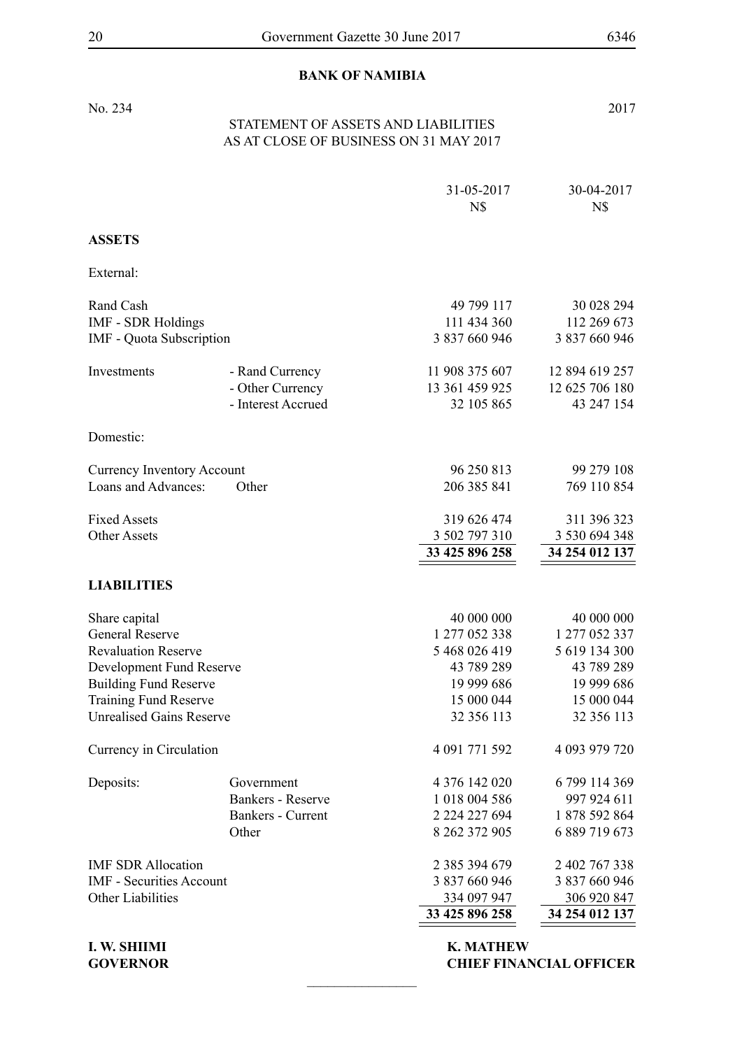## BANK OF NAMIBIA

No. 234 2017

STATEMENT OF ASSETS AND LIABILITIES
AS AT CLOSE OF BUSINESS ON 31 MAY 2017

| | | 31-05-2017<br>N$ | 30-04-2017<br>N$ |
|---|---|---|---|
| **ASSETS** | | | |
| External: | | | |
| Rand Cash | | 49 799 117 | 30 028 294 |
| IMF - SDR Holdings | | 111 434 360 | 112 269 673 |
| IMF - Quota Subscription | | 3 837 660 946 | 3 837 660 946 |
| Investments | - Rand Currency | 11 908 375 607 | 12 894 619 257 |
| | - Other Currency | 13 361 459 925 | 12 625 706 180 |
| | - Interest Accrued | 32 105 865 | 43 247 154 |
| Domestic: | | | |
| Currency Inventory Account | | 96 250 813 | 99 279 108 |
| Loans and Advances: | Other | 206 385 841 | 769 110 854 |
| Fixed Assets | | 319 626 474 | 311 396 323 |
| Other Assets | | 3 502 797 310 | 3 530 694 348 |
| | | **33 425 896 258** | **34 254 012 137** |
| **LIABILITIES** | | | |
| Share capital | | 40 000 000 | 40 000 000 |
| General Reserve | | 1 277 052 338 | 1 277 052 337 |
| Revaluation Reserve | | 5 468 026 419 | 5 619 134 300 |
| Development Fund Reserve | | 43 789 289 | 43 789 289 |
| Building Fund Reserve | | 19 999 686 | 19 999 686 |
| Training Fund Reserve | | 15 000 044 | 15 000 044 |
| Unrealised Gains Reserve | | 32 356 113 | 32 356 113 |
| Currency in Circulation | | 4 091 771 592 | 4 093 979 720 |
| Deposits: | Government | 4 376 142 020 | 6 799 114 369 |
| | Bankers - Reserve | 1 018 004 586 | 997 924 611 |
| | Bankers - Current | 2 224 227 694 | 1 878 592 864 |
| | Other | 8 262 372 905 | 6 889 719 673 |
| IMF SDR Allocation | | 2 385 394 679 | 2 402 767 338 |
| IMF - Securities Account | | 3 837 660 946 | 3 837 660 946 |
| Other Liabilities | | 334 097 947 | 306 920 847 |
| | | **33 425 896 258** | **34 254 012 137** |

**I. W. SHIIMI**
**GOVERNOR**

**K. MATHEW**
**CHIEF FINANCIAL OFFICER**